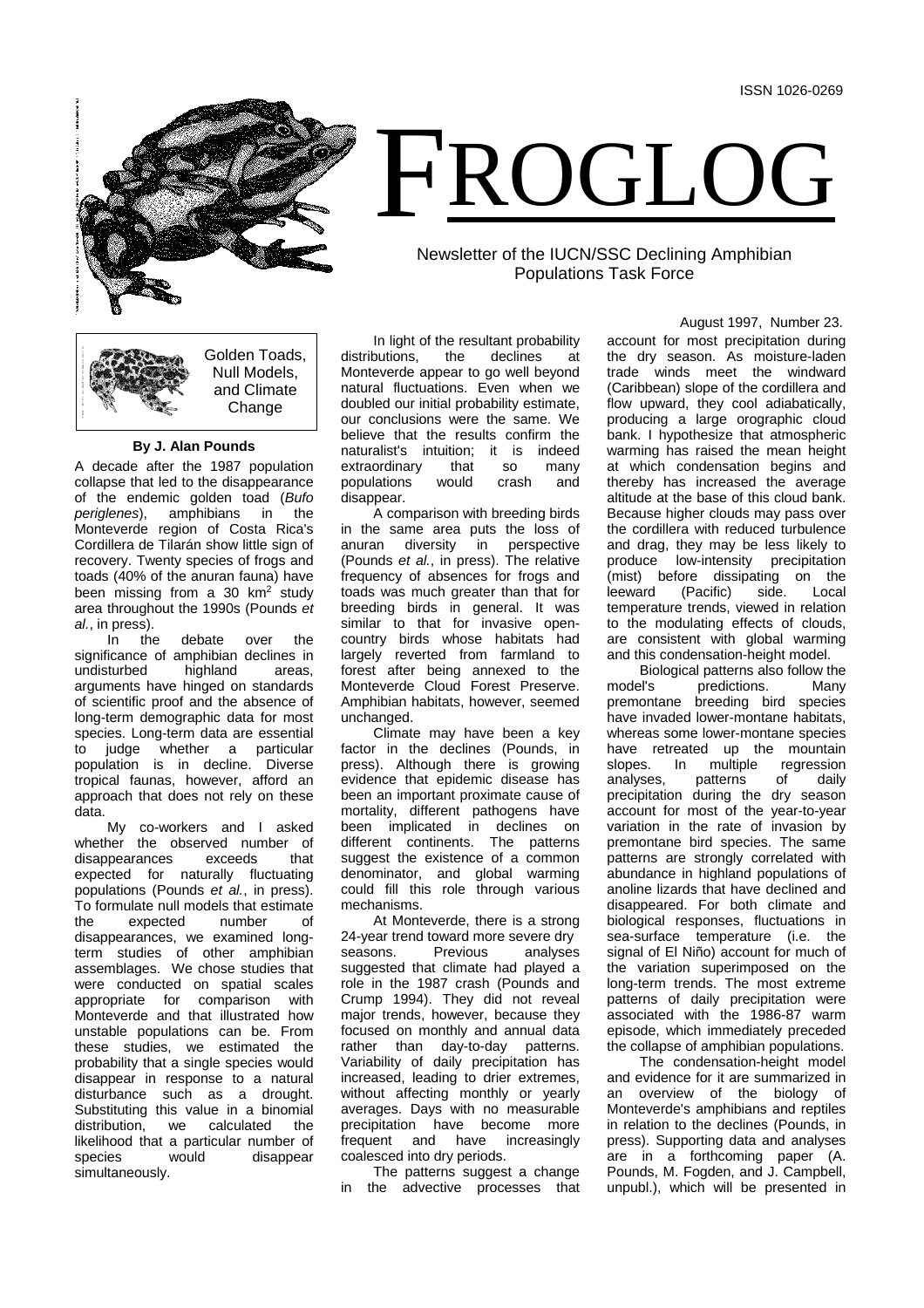ISSN 1026-0269

# FROGLOG

Newsletter of the IUCN/SSC Declining Amphibian Populations Task Force

August 1997, Number 23.

## Golden Toads, Null Models, and Climate Change

**By J. Alan Pounds**

A decade after the 1987 population collapse that led to the disappearance of the endemic golden toad (*Bufo periglenes*), amphibians in the Monteverde region of Costa Rica's Cordillera de Tilarán show little sign of recovery. Twenty species of frogs and toads (40% of the anuran fauna) have been missing from a 30 km$^2$ study area throughout the 1990s (Pounds *et al.*, in press).

In the debate over the significance of amphibian declines in undisturbed highland areas, arguments have hinged on standards of scientific proof and the absence of long-term demographic data for most species. Long-term data are essential to judge whether a particular population is in decline. Diverse tropical faunas, however, afford an approach that does not rely on these data.

My co-workers and I asked whether the observed number of disappearances exceeds that expected for naturally fluctuating populations (Pounds *et al.*, in press). To formulate null models that estimate the expected number of disappearances, we examined long-term studies of other amphibian assemblages. We chose studies that were conducted on spatial scales appropriate for comparison with Monteverde and that illustrated how unstable populations can be. From these studies, we estimated the probability that a single species would disappear in response to a natural disturbance such as a drought. Substituting this value in a binomial distribution, we calculated the likelihood that a particular number of species would disappear simultaneously.

In light of the resultant probability distributions, the declines at Monteverde appear to go well beyond natural fluctuations. Even when we doubled our initial probability estimate, our conclusions were the same. We believe that the results confirm the naturalist's intuition; it is indeed extraordinary that so many populations would crash and disappear.

A comparison with breeding birds in the same area puts the loss of anuran diversity in perspective (Pounds *et al.*, in press). The relative frequency of absences for frogs and toads was much greater than that for breeding birds in general. It was similar to that for invasive open-country birds whose habitats had largely reverted from farmland to forest after being annexed to the Monteverde Cloud Forest Preserve. Amphibian habitats, however, seemed unchanged.

Climate may have been a key factor in the declines (Pounds, in press). Although there is growing evidence that epidemic disease has been an important proximate cause of mortality, different pathogens have been implicated in declines on different continents. The patterns suggest the existence of a common denominator, and global warming could fill this role through various mechanisms.

At Monteverde, there is a strong 24-year trend toward more severe dry seasons. Previous analyses suggested that climate had played a role in the 1987 crash (Pounds and Crump 1994). They did not reveal major trends, however, because they focused on monthly and annual data rather than day-to-day patterns. Variability of daily precipitation has increased, leading to drier extremes, without affecting monthly or yearly averages. Days with no measurable precipitation have become more frequent and have increasingly coalesced into dry periods.

The patterns suggest a change in the advective processes that account for most precipitation during the dry season. As moisture-laden trade winds meet the windward (Caribbean) slope of the cordillera and flow upward, they cool adiabatically, producing a large orographic cloud bank. I hypothesize that atmospheric warming has raised the mean height at which condensation begins and thereby has increased the average altitude at the base of this cloud bank. Because higher clouds may pass over the cordillera with reduced turbulence and drag, they may be less likely to produce low-intensity precipitation (mist) before dissipating on the leeward (Pacific) side. Local temperature trends, viewed in relation to the modulating effects of clouds, are consistent with global warming and this condensation-height model.

Biological patterns also follow the model's predictions. Many premontane breeding bird species have invaded lower-montane habitats, whereas some lower-montane species have retreated up the mountain slopes. In multiple regression analyses, patterns of daily precipitation during the dry season account for most of the year-to-year variation in the rate of invasion by premontane bird species. The same patterns are strongly correlated with abundance in highland populations of anoline lizards that have declined and disappeared. For both climate and biological responses, fluctuations in sea-surface temperature (i.e. the signal of El Niño) account for much of the variation superimposed on the long-term trends. The most extreme patterns of daily precipitation were associated with the 1986-87 warm episode, which immediately preceded the collapse of amphibian populations.

The condensation-height model and evidence for it are summarized in an overview of the biology of Monteverde's amphibians and reptiles in relation to the declines (Pounds, in press). Supporting data and analyses are in a forthcoming paper (A. Pounds, M. Fogden, and J. Campbell, unpubl.), which will be presented in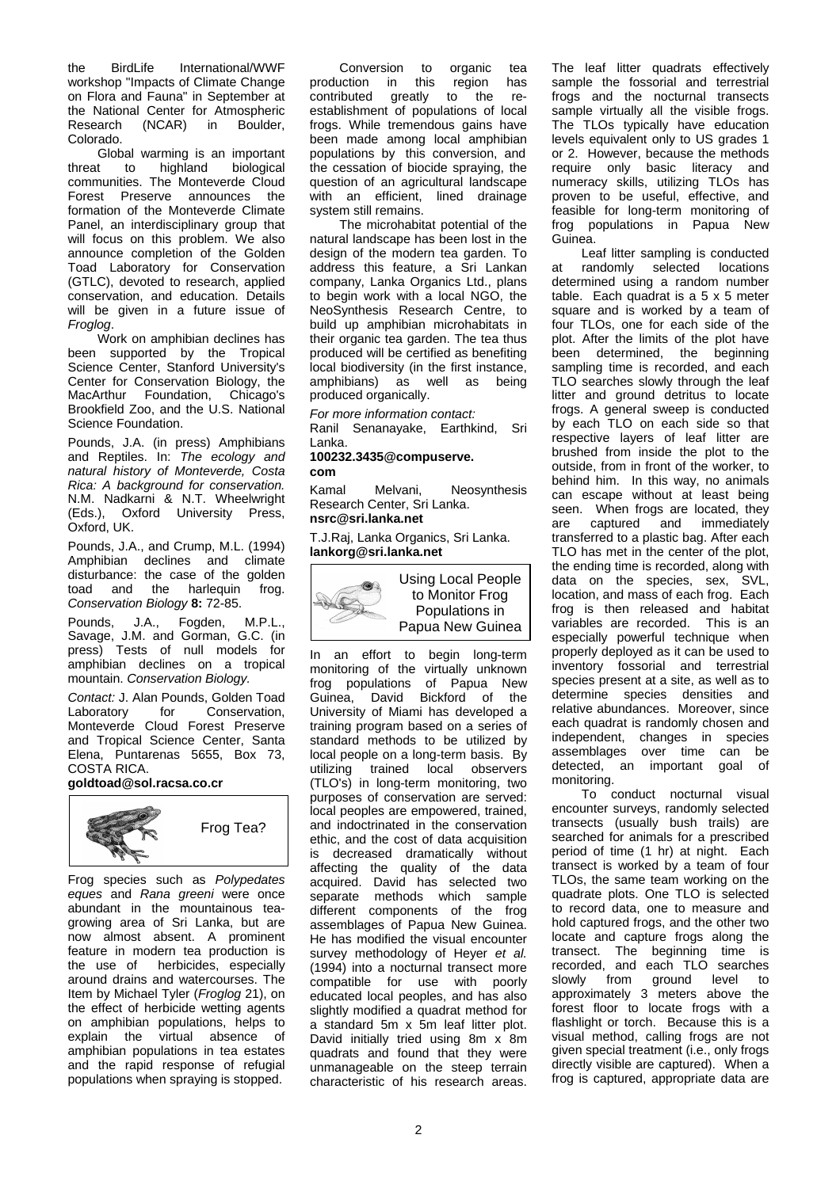the BirdLife International/WWF workshop "Impacts of Climate Change on Flora and Fauna" in September at the National Center for Atmospheric Research (NCAR) in Boulder, Colorado.

Global warming is an important threat to highland biological communities. The Monteverde Cloud Forest Preserve announces the formation of the Monteverde Climate Panel, an interdisciplinary group that will focus on this problem. We also announce completion of the Golden Toad Laboratory for Conservation (GTLC), devoted to research, applied conservation, and education. Details will be given in a future issue of *Froglog*.

Work on amphibian declines has been supported by the Tropical Science Center, Stanford University's Center for Conservation Biology, the MacArthur Foundation, Chicago's Brookfield Zoo, and the U.S. National Science Foundation.

Pounds, J.A. (in press) Amphibians and Reptiles. In: *The ecology and natural history of Monteverde, Costa Rica: A background for conservation.* N.M. Nadkarni & N.T. Wheelwright (Eds.), Oxford University Press, Oxford, UK.

Pounds, J.A., and Crump, M.L. (1994) Amphibian declines and climate disturbance: the case of the golden toad and the harlequin frog. *Conservation Biology* **8:** 72-85.

Pounds, J.A., Fogden, M.P.L., Savage, J.M. and Gorman, G.C. (in press) Tests of null models for amphibian declines on a tropical mountain. *Conservation Biology.*

*Contact:* J. Alan Pounds, Golden Toad Laboratory for Conservation, Monteverde Cloud Forest Preserve and Tropical Science Center, Santa Elena, Puntarenas 5655, Box 73, COSTA RICA.
**goldtoad@sol.racsa.co.cr**

## Frog Tea?

Frog species such as *Polypedates eques* and *Rana greeni* were once abundant in the mountainous tea-growing area of Sri Lanka, but are now almost absent. A prominent feature in modern tea production is the use of herbicides, especially around drains and watercourses. The Item by Michael Tyler (*Froglog* 21), on the effect of herbicide wetting agents on amphibian populations, helps to explain the virtual absence of amphibian populations in tea estates and the rapid response of refugial populations when spraying is stopped.

Conversion to organic tea production in this region has contributed greatly to the re-establishment of populations of local frogs. While tremendous gains have been made among local amphibian populations by this conversion, and the cessation of biocide spraying, the question of an agricultural landscape with an efficient, lined drainage system still remains.

The microhabitat potential of the natural landscape has been lost in the design of the modern tea garden. To address this feature, a Sri Lankan company, Lanka Organics Ltd., plans to begin work with a local NGO, the NeoSynthesis Research Centre, to build up amphibian microhabitats in their organic tea garden. The tea thus produced will be certified as benefiting local biodiversity (in the first instance, amphibians) as well as being produced organically.

*For more information contact:*
Ranil Senanayake, Earthkind, Sri Lanka.
**100232.3435@compuserve.com**

Kamal Melvani, Neosynthesis Research Center, Sri Lanka.
**nsrc@sri.lanka.net**

T.J.Raj, Lanka Organics, Sri Lanka.
**lankorg@sri.lanka.net**

## Using Local People to Monitor Frog Populations in Papua New Guinea

In an effort to begin long-term monitoring of the virtually unknown frog populations of Papua New Guinea, David Bickford of the University of Miami has developed a training program based on a series of standard methods to be utilized by local people on a long-term basis. By utilizing trained local observers (TLO's) in long-term monitoring, two purposes of conservation are served: local peoples are empowered, trained, and indoctrinated in the conservation ethic, and the cost of data acquisition is decreased dramatically without affecting the quality of the data acquired. David has selected two separate methods which sample different components of the frog assemblages of Papua New Guinea. He has modified the visual encounter survey methodology of Heyer *et al.* (1994) into a nocturnal transect more compatible for use with poorly educated local peoples, and has also slightly modified a quadrat method for a standard 5m x 5m leaf litter plot. David initially tried using 8m x 8m quadrats and found that they were unmanageable on the steep terrain characteristic of his research areas. The leaf litter quadrats effectively sample the fossorial and terrestrial frogs and the nocturnal transects sample virtually all the visible frogs. The TLOs typically have education levels equivalent only to US grades 1 or 2. However, because the methods require only basic literacy and numeracy skills, utilizing TLOs has proven to be useful, effective, and feasible for long-term monitoring of frog populations in Papua New Guinea.

Leaf litter sampling is conducted at randomly selected locations determined using a random number table. Each quadrat is a 5 x 5 meter square and is worked by a team of four TLOs, one for each side of the plot. After the limits of the plot have been determined, the beginning sampling time is recorded, and each TLO searches slowly through the leaf litter and ground detritus to locate frogs. A general sweep is conducted by each TLO on each side so that respective layers of leaf litter are brushed from inside the plot to the outside, from in front of the worker, to behind him. In this way, no animals can escape without at least being seen. When frogs are located, they are captured and immediately transferred to a plastic bag. After each TLO has met in the center of the plot, the ending time is recorded, along with data on the species, sex, SVL, location, and mass of each frog. Each frog is then released and habitat variables are recorded. This is an especially powerful technique when properly deployed as it can be used to inventory fossorial and terrestrial species present at a site, as well as to determine species densities and relative abundances. Moreover, since each quadrat is randomly chosen and independent, changes in species assemblages over time can be detected, an important goal of monitoring.

To conduct nocturnal visual encounter surveys, randomly selected transects (usually bush trails) are searched for animals for a prescribed period of time (1 hr) at night. Each transect is worked by a team of four TLOs, the same team working on the quadrate plots. One TLO is selected to record data, one to measure and hold captured frogs, and the other two locate and capture frogs along the transect. The beginning time is recorded, and each TLO searches slowly from ground level to approximately 3 meters above the forest floor to locate frogs with a flashlight or torch. Because this is a visual method, calling frogs are not given special treatment (i.e., only frogs directly visible are captured). When a frog is captured, appropriate data are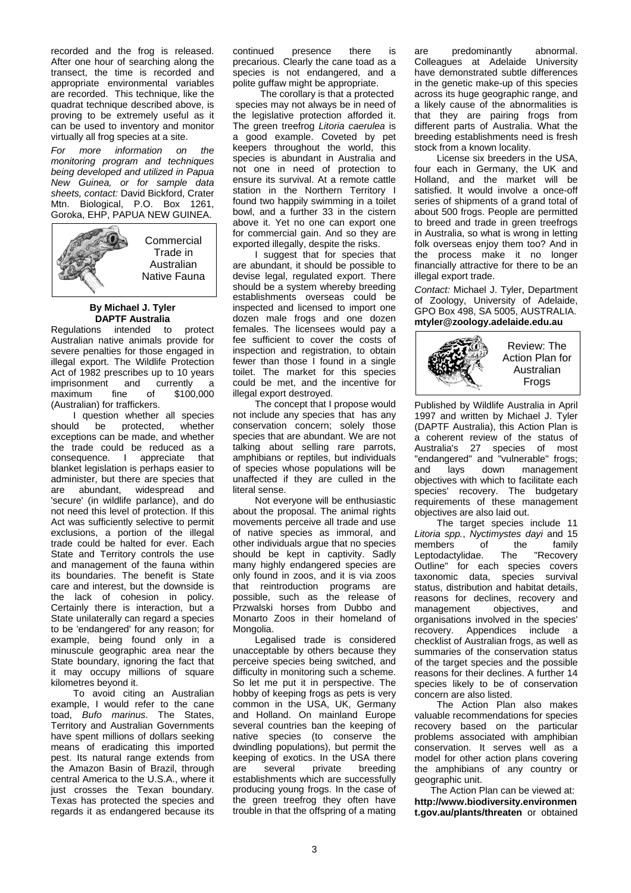recorded and the frog is released. After one hour of searching along the transect, the time is recorded and appropriate environmental variables are recorded. This technique, like the quadrat technique described above, is proving to be extremely useful as it can be used to inventory and monitor virtually all frog species at a site.

*For more information on the monitoring program and techniques being developed and utilized in Papua New Guinea, or for sample data sheets, contact:* David Bickford, Crater Mtn. Biological, P.O. Box 1261, Goroka, EHP, PAPUA NEW GUINEA.

## Commercial Trade in Australian Native Fauna

**By Michael J. Tyler**
**DAPTF Australia**

Regulations intended to protect Australian native animals provide for severe penalties for those engaged in illegal export. The Wildlife Protection Act of 1982 prescribes up to 10 years imprisonment and currently a maximum fine of $100,000 (Australian) for traffickers.

I question whether all species should be protected, whether exceptions can be made, and whether the trade could be reduced as a consequence. I appreciate that blanket legislation is perhaps easier to administer, but there are species that are abundant, widespread and 'secure' (in wildlife parlance), and do not need this level of protection. If this Act was sufficiently selective to permit exclusions, a portion of the illegal trade could be halted for ever. Each State and Territory controls the use and management of the fauna within its boundaries. The benefit is State care and interest, but the downside is the lack of cohesion in policy. Certainly there is interaction, but a State unilaterally can regard a species to be 'endangered' for any reason; for example, being found only in a minuscule geographic area near the State boundary, ignoring the fact that it may occupy millions of square kilometres beyond it.

To avoid citing an Australian example, I would refer to the cane toad, *Bufo marinus*. The States, Territory and Australian Governments have spent millions of dollars seeking means of eradicating this imported pest. Its natural range extends from the Amazon Basin of Brazil, through central America to the U.S.A., where it just crosses the Texan boundary. Texas has protected the species and regards it as endangered because its continued presence there is precarious. Clearly the cane toad as a species is not endangered, and a polite guffaw might be appropriate.

The corollary is that a protected species may not always be in need of the legislative protection afforded it. The green treefrog *Litoria caerulea* is a good example. Coveted by pet keepers throughout the world, this species is abundant in Australia and not one in need of protection to ensure its survival. At a remote cattle station in the Northern Territory I found two happily swimming in a toilet bowl, and a further 33 in the cistern above it. Yet no one can export one for commercial gain. And so they are exported illegally, despite the risks.

I suggest that for species that are abundant, it should be possible to devise legal, regulated export. There should be a system whereby breeding establishments overseas could be inspected and licensed to import one dozen male frogs and one dozen females. The licensees would pay a fee sufficient to cover the costs of inspection and registration, to obtain fewer than those I found in a single toilet. The market for this species could be met, and the incentive for illegal export destroyed.

The concept that I propose would not include any species that has any conservation concern; solely those species that are abundant. We are not talking about selling rare parrots, amphibians or reptiles, but individuals of species whose populations will be unaffected if they are culled in the literal sense.

Not everyone will be enthusiastic about the proposal. The animal rights movements perceive all trade and use of native species as immoral, and other individuals argue that no species should be kept in captivity. Sadly many highly endangered species are only found in zoos, and it is via zoos that reintroduction programs are possible, such as the release of Przwalski horses from Dubbo and Monarto Zoos in their homeland of Mongolia.

Legalised trade is considered unacceptable by others because they perceive species being switched, and difficulty in monitoring such a scheme. So let me put it in perspective. The hobby of keeping frogs as pets is very common in the USA, UK, Germany and Holland. On mainland Europe several countries ban the keeping of native species (to conserve the dwindling populations), but permit the keeping of exotics. In the USA there are several private breeding establishments which are successfully producing young frogs. In the case of the green treefrog they often have trouble in that the offspring of a mating are predominantly abnormal. Colleagues at Adelaide University have demonstrated subtle differences in the genetic make-up of this species across its huge geographic range, and a likely cause of the abnormalities is that they are pairing frogs from different parts of Australia. What the breeding establishments need is fresh stock from a known locality.

License six breeders in the USA, four each in Germany, the UK and Holland, and the market will be satisfied. It would involve a once-off series of shipments of a grand total of about 500 frogs. People are permitted to breed and trade in green treefrogs in Australia, so what is wrong in letting folk overseas enjoy them too? And in the process make it no longer financially attractive for there to be an illegal export trade.

*Contact:* Michael J. Tyler, Department of Zoology, University of Adelaide, GPO Box 498, SA 5005, AUSTRALIA. **mtyler@zoology.adelaide.edu.au**

## Review: The Action Plan for Australian Frogs

Published by Wildlife Australia in April 1997 and written by Michael J. Tyler (DAPTF Australia), this Action Plan is a coherent review of the status of Australia's 27 species of most "endangered" and "vulnerable" frogs; and lays down management objectives with which to facilitate each species' recovery. The budgetary requirements of these management objectives are also laid out.

The target species include 11 *Litoria spp.*, *Nyctimystes dayi* and 15 members of the family Leptodactylidae. The "Recovery Outline" for each species covers taxonomic data, species survival status, distribution and habitat details, reasons for declines, recovery and management objectives, and organisations involved in the species' recovery. Appendices include a checklist of Australian frogs, as well as summaries of the conservation status of the target species and the possible reasons for their declines. A further 14 species likely to be of conservation concern are also listed.

The Action Plan also makes valuable recommendations for species recovery based on the particular problems associated with amphibian conservation. It serves well as a model for other action plans covering the amphibians of any country or geographic unit.

The Action Plan can be viewed at: **http://www.biodiversity.environment.gov.au/plants/threaten** or obtained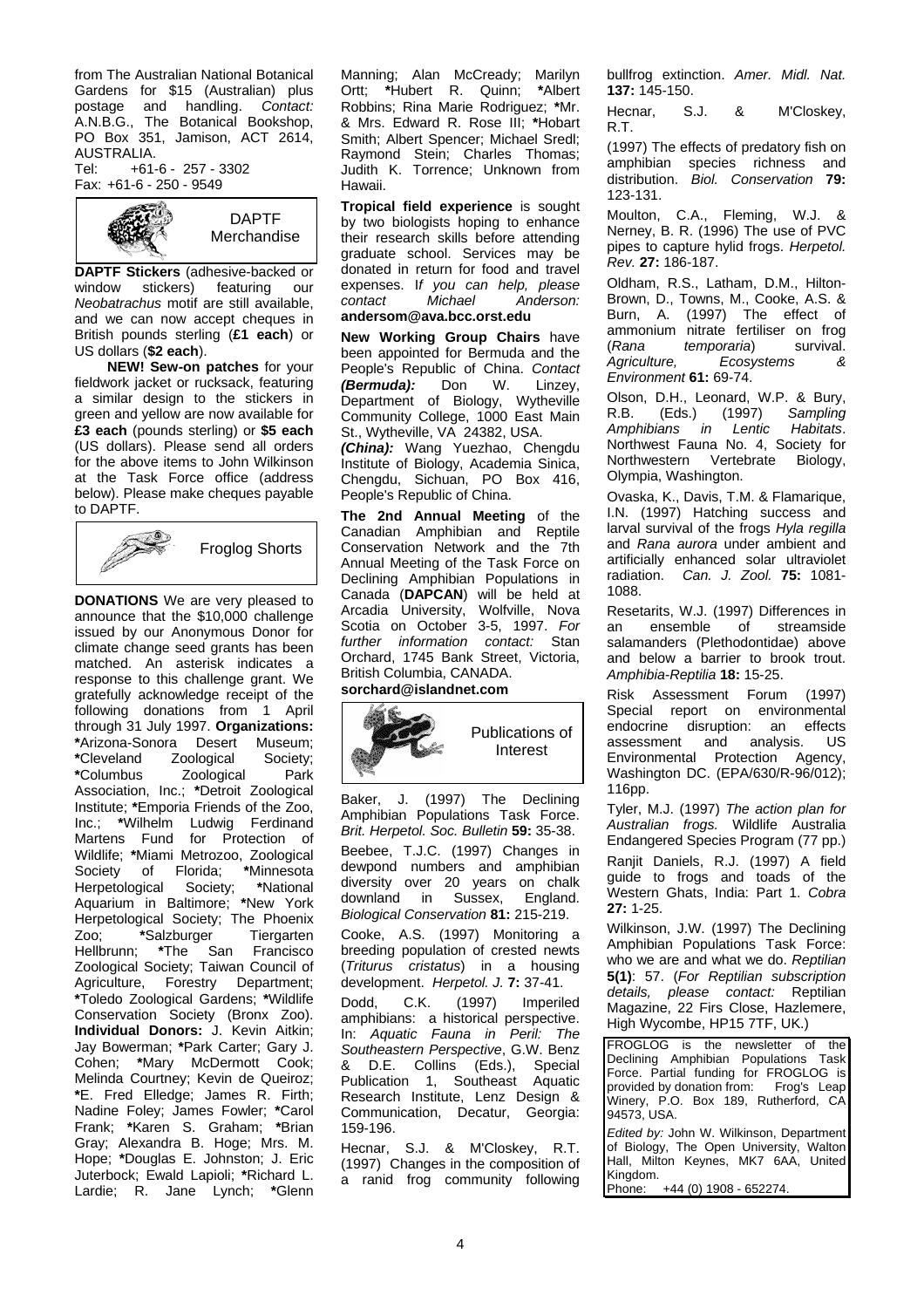from The Australian National Botanical Gardens for $15 (Australian) plus postage and handling. *Contact:* A.N.B.G., The Botanical Bookshop, PO Box 351, Jamison, ACT 2614, AUSTRALIA.
Tel: +61-6 - 257 - 3302
Fax: +61-6 - 250 - 9549

## DAPTF Merchandise

**DAPTF Stickers** (adhesive-backed or window stickers) featuring our *Neobatrachus* motif are still available, and we can now accept cheques in British pounds sterling (**£1 each**) or US dollars (**$2 each**).

**NEW! Sew-on patches** for your fieldwork jacket or rucksack, featuring a similar design to the stickers in green and yellow are now available for **£3 each** (pounds sterling) or **$5 each** (US dollars). Please send all orders for the above items to John Wilkinson at the Task Force office (address below). Please make cheques payable to DAPTF.

## Froglog Shorts

**DONATIONS** We are very pleased to announce that the $10,000 challenge issued by our Anonymous Donor for climate change seed grants has been matched. An asterisk indicates a response to this challenge grant. We gratefully acknowledge receipt of the following donations from 1 April through 31 July 1997. **Organizations:** *Arizona-Sonora Desert Museum; *Cleveland Zoological Society; *Columbus Zoological Park Association, Inc.; *Detroit Zoological Institute; *Emporia Friends of the Zoo, Inc.; *Wilhelm Ludwig Ferdinand Martens Fund for Protection of Wildlife; *Miami Metrozoo, Zoological Society of Florida; *Minnesota Herpetological Society; *National Aquarium in Baltimore; *New York Herpetological Society; The Phoenix Zoo; *Salzburger Tiergarten Hellbrunn; *The San Francisco Zoological Society; Taiwan Council of Agriculture, Forestry Department; *Toledo Zoological Gardens; *Wildlife Conservation Society (Bronx Zoo). **Individual Donors:** J. Kevin Aitkin; Jay Bowerman; *Park Carter; Gary J. Cohen; *Mary McDermott Cook; Melinda Courtney; Kevin de Queiroz; *E. Fred Elledge; James R. Firth; Nadine Foley; James Fowler; *Carol Frank; *Karen S. Graham; *Brian Gray; Alexandra B. Hoge; Mrs. M. Hope; *Douglas E. Johnston; J. Eric Juterbock; Ewald Lapioli; *Richard L. Lardie; R. Jane Lynch; *Glenn Manning; Alan McCready; Marilyn Ortt; *Hubert R. Quinn; *Albert Robbins; Rina Marie Rodriguez; *Mr. & Mrs. Edward R. Rose III; *Hobart Smith; Albert Spencer; Michael Sredl; Raymond Stein; Charles Thomas; Judith K. Torrence; Unknown from Hawaii.

**Tropical field experience** is sought by two biologists hoping to enhance their research skills before attending graduate school. Services may be donated in return for food and travel expenses. I*f you can help, please contact Michael Anderson:* **andersom@ava.bcc.orst.edu**

**New Working Group Chairs** have been appointed for Bermuda and the People's Republic of China. *Contact* ***(Bermuda):*** Don W. Linzey, Department of Biology, Wytheville Community College, 1000 East Main St., Wytheville, VA 24382, USA.
***(China):*** Wang Yuezhao, Chengdu Institute of Biology, Academia Sinica, Chengdu, Sichuan, PO Box 416, People's Republic of China.

**The 2nd Annual Meeting** of the Canadian Amphibian and Reptile Conservation Network and the 7th Annual Meeting of the Task Force on Declining Amphibian Populations in Canada (**DAPCAN**) will be held at Arcadia University, Wolfville, Nova Scotia on October 3-5, 1997. *For further information contact:* Stan Orchard, 1745 Bank Street, Victoria, British Columbia, CANADA.
**sorchard@islandnet.com**

## Publications of Interest

Baker, J. (1997) The Declining Amphibian Populations Task Force. *Brit. Herpetol. Soc. Bulletin* **59:** 35-38.

Beebee, T.J.C. (1997) Changes in dewpond numbers and amphibian diversity over 20 years on chalk downland in Sussex, England. *Biological Conservation* **81:** 215-219.

Cooke, A.S. (1997) Monitoring a breeding population of crested newts (*Triturus cristatus*) in a housing development. *Herpetol. J.* **7:** 37-41.

Dodd, C.K. (1997) Imperiled amphibians: a historical perspective. In: *Aquatic Fauna in Peril: The Southeastern Perspective*, G.W. Benz & D.E. Collins (Eds.), Special Publication 1, Southeast Aquatic Research Institute, Lenz Design & Communication, Decatur, Georgia: 159-196.

Hecnar, S.J. & M'Closkey, R.T. (1997) Changes in the composition of a ranid frog community following bullfrog extinction. *Amer. Midl. Nat.* **137:** 145-150.

Hecnar, S.J. & M'Closkey, R.T. (1997) The effects of predatory fish on amphibian species richness and distribution. *Biol. Conservation* **79:** 123-131.

Moulton, C.A., Fleming, W.J. & Nerney, B. R. (1996) The use of PVC pipes to capture hylid frogs. *Herpetol. Rev.* **27:** 186-187.

Oldham, R.S., Latham, D.M., Hilton-Brown, D., Towns, M., Cooke, A.S. & Burn, A. (1997) The effect of ammonium nitrate fertiliser on frog (*Rana temporaria*) survival. *Agriculture, Ecosystems & Environment* **61:** 69-74.

Olson, D.H., Leonard, W.P. & Bury, R.B. (Eds.) (1997) *Sampling Amphibians in Lentic Habitats*. Northwest Fauna No. 4, Society for Northwestern Vertebrate Biology, Olympia, Washington.

Ovaska, K., Davis, T.M. & Flamarique, I.N. (1997) Hatching success and larval survival of the frogs *Hyla regilla* and *Rana aurora* under ambient and artificially enhanced solar ultraviolet radiation. *Can. J. Zool.* **75:** 1081-1088.

Resetarits, W.J. (1997) Differences in an ensemble of streamside salamanders (Plethodontidae) above and below a barrier to brook trout. *Amphibia-Reptilia* **18:** 15-25.

Risk Assessment Forum (1997) Special report on environmental endocrine disruption: an effects assessment and analysis. US Environmental Protection Agency, Washington DC. (EPA/630/R-96/012); 116pp.

Tyler, M.J. (1997) *The action plan for Australian frogs.* Wildlife Australia Endangered Species Program (77 pp.)

Ranjit Daniels, R.J. (1997) A field guide to frogs and toads of the Western Ghats, India: Part 1. *Cobra* **27:** 1-25.

Wilkinson, J.W. (1997) The Declining Amphibian Populations Task Force: who we are and what we do. *Reptilian* **5(1)**: 57. (*For Reptilian subscription details, please contact:* Reptilian Magazine, 22 Firs Close, Hazlemere, High Wycombe, HP15 7TF, UK.)

FROGLOG is the newsletter of the Declining Amphibian Populations Task Force. Partial funding for FROGLOG is provided by donation from: Frog's Leap Winery, P.O. Box 189, Rutherford, CA 94573, USA.

*Edited by:* John W. Wilkinson, Department of Biology, The Open University, Walton Hall, Milton Keynes, MK7 6AA, United Kingdom.
Phone: +44 (0) 1908 - 652274.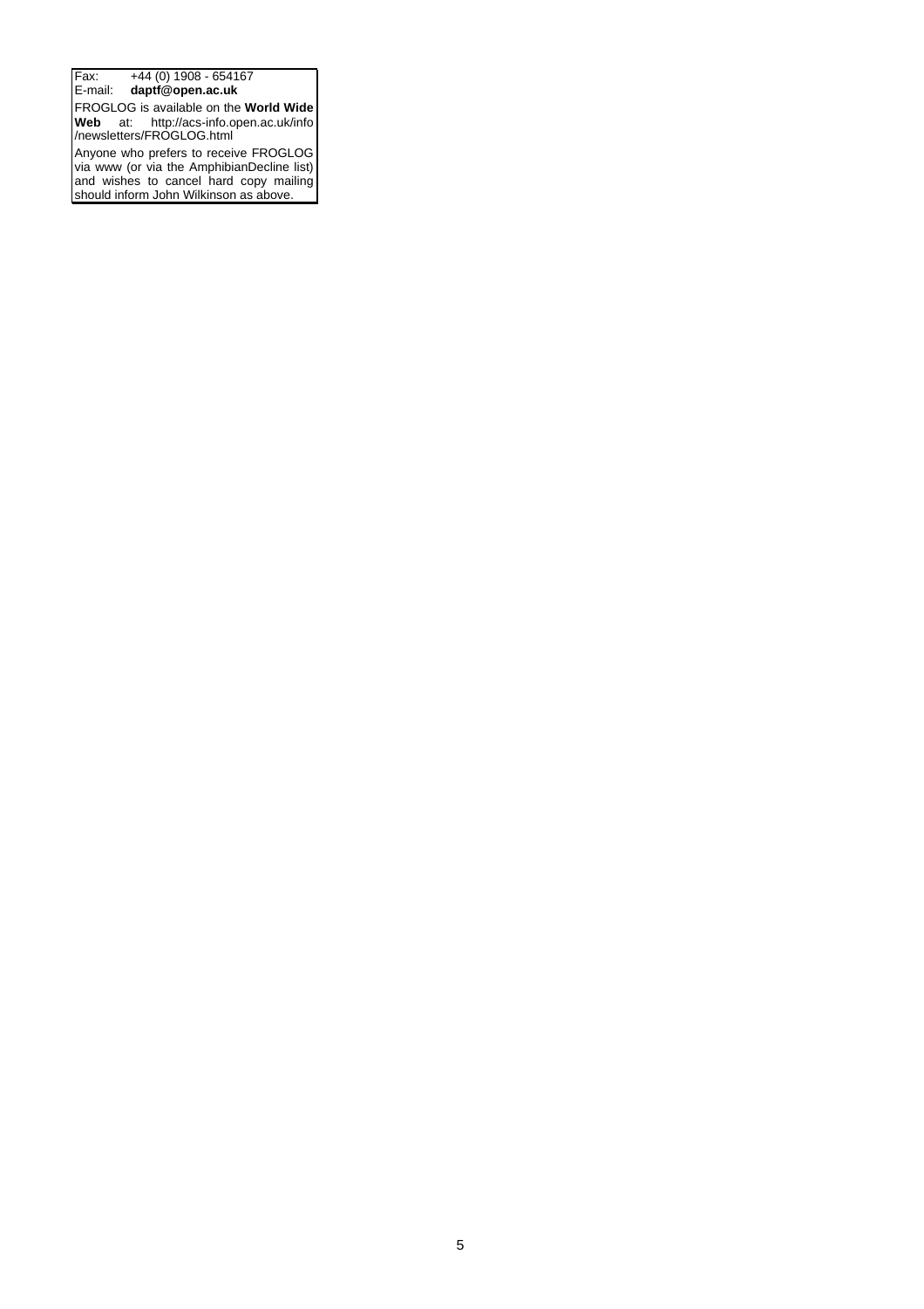Fax: +44 (0) 1908 - 654167
E-mail: **daptf@open.ac.uk**

FROGLOG is available on the **World Wide Web** at: http://acs-info.open.ac.uk/info/newsletters/FROGLOG.html

Anyone who prefers to receive FROGLOG via www (or via the AmphibianDecline list) and wishes to cancel hard copy mailing should inform John Wilkinson as above.